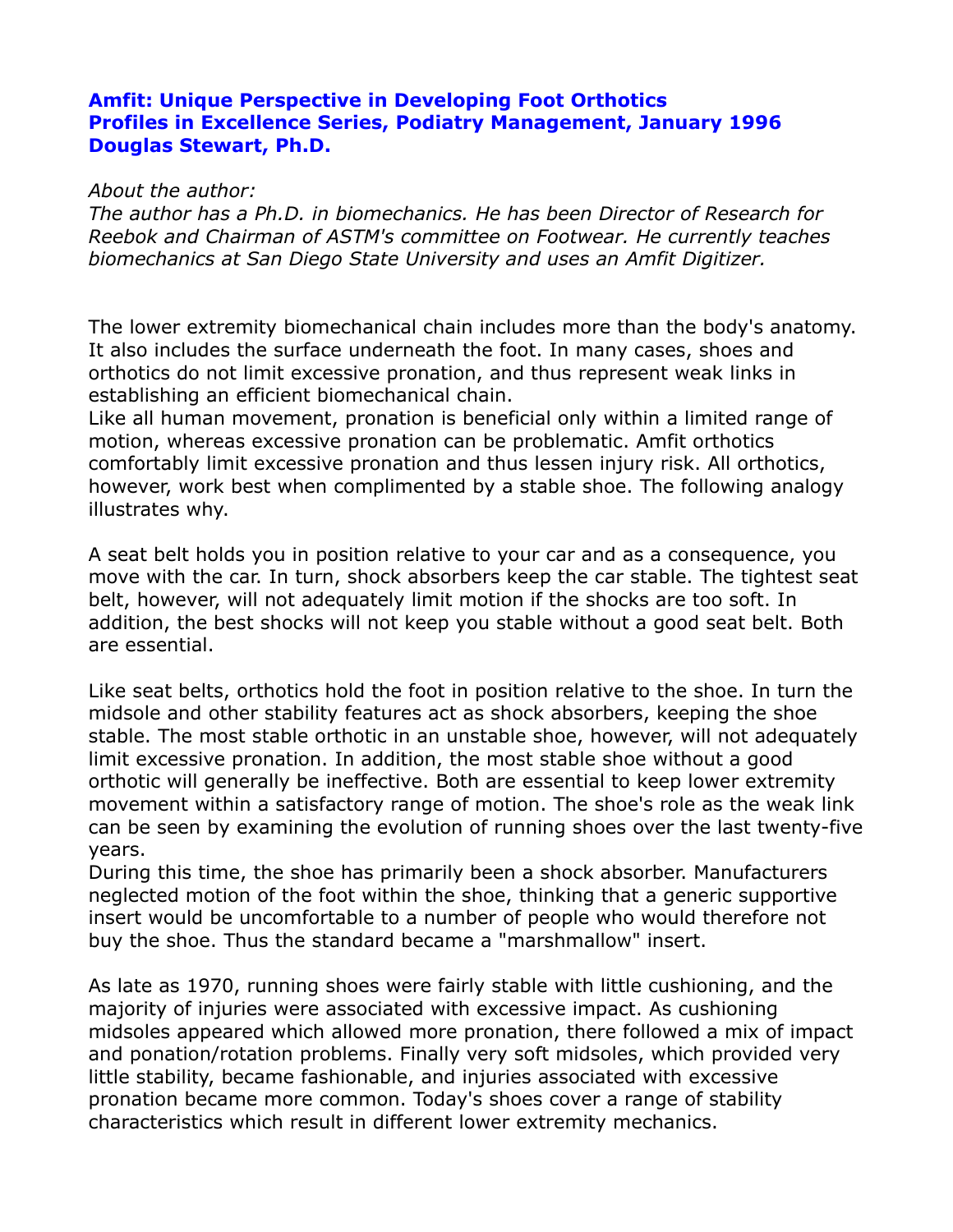# Amfit: Unique Perspective in Developing Foot Orthotics
## Profiles in Excellence Series, Podiatry Management, January 1996
## Douglas Stewart, Ph.D.

*About the author:*
*The author has a Ph.D. in biomechanics. He has been Director of Research for Reebok and Chairman of ASTM's committee on Footwear. He currently teaches biomechanics at San Diego State University and uses an Amfit Digitizer.*

The lower extremity biomechanical chain includes more than the body's anatomy. It also includes the surface underneath the foot. In many cases, shoes and orthotics do not limit excessive pronation, and thus represent weak links in establishing an efficient biomechanical chain.
Like all human movement, pronation is beneficial only within a limited range of motion, whereas excessive pronation can be problematic. Amfit orthotics comfortably limit excessive pronation and thus lessen injury risk. All orthotics, however, work best when complimented by a stable shoe. The following analogy illustrates why.

A seat belt holds you in position relative to your car and as a consequence, you move with the car. In turn, shock absorbers keep the car stable. The tightest seat belt, however, will not adequately limit motion if the shocks are too soft. In addition, the best shocks will not keep you stable without a good seat belt. Both are essential.

Like seat belts, orthotics hold the foot in position relative to the shoe. In turn the midsole and other stability features act as shock absorbers, keeping the shoe stable. The most stable orthotic in an unstable shoe, however, will not adequately limit excessive pronation. In addition, the most stable shoe without a good orthotic will generally be ineffective. Both are essential to keep lower extremity movement within a satisfactory range of motion. The shoe's role as the weak link can be seen by examining the evolution of running shoes over the last twenty-five years.
During this time, the shoe has primarily been a shock absorber. Manufacturers neglected motion of the foot within the shoe, thinking that a generic supportive insert would be uncomfortable to a number of people who would therefore not buy the shoe. Thus the standard became a "marshmallow" insert.

As late as 1970, running shoes were fairly stable with little cushioning, and the majority of injuries were associated with excessive impact. As cushioning midsoles appeared which allowed more pronation, there followed a mix of impact and ponation/rotation problems. Finally very soft midsoles, which provided very little stability, became fashionable, and injuries associated with excessive pronation became more common. Today's shoes cover a range of stability characteristics which result in different lower extremity mechanics.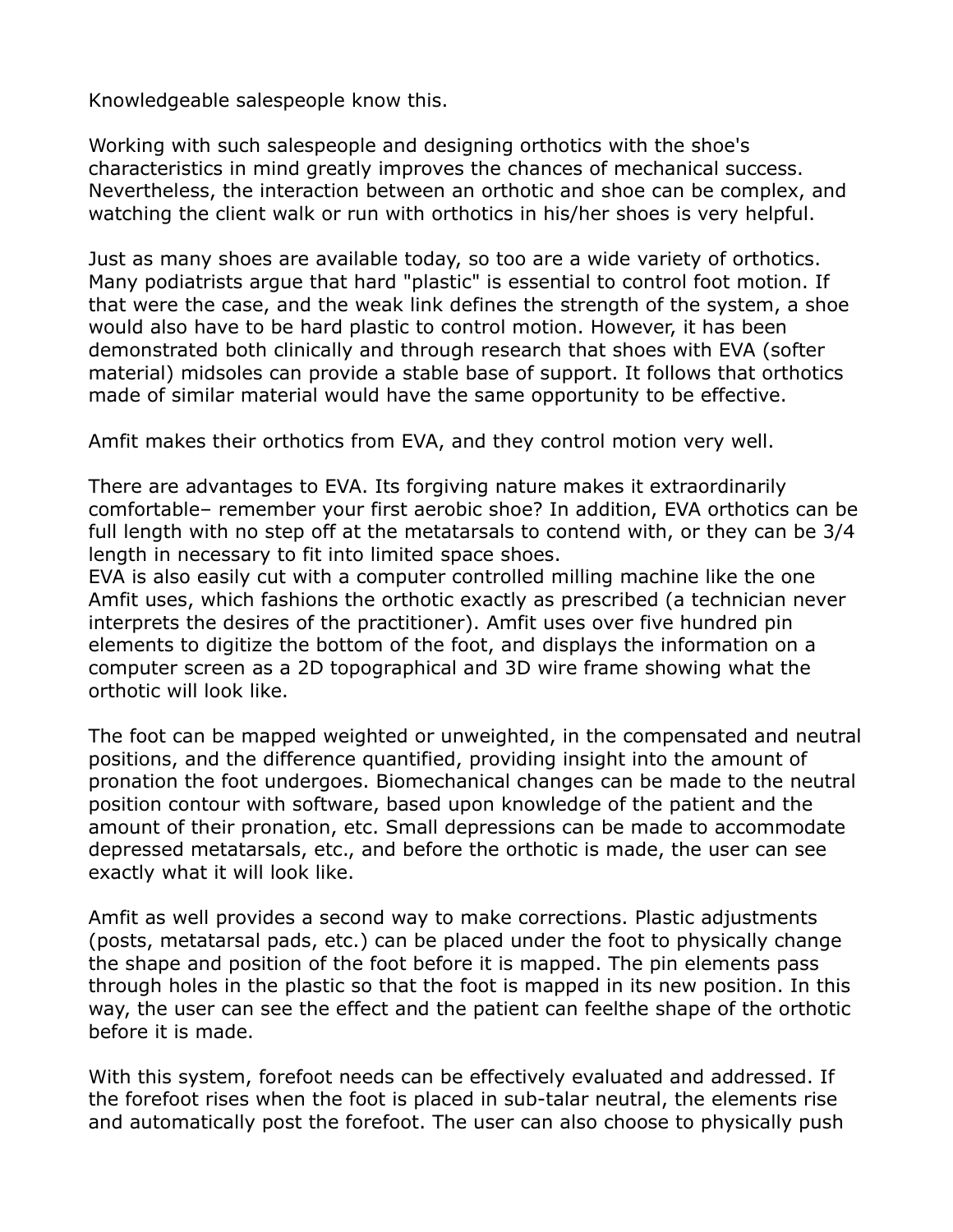Knowledgeable salespeople know this.

Working with such salespeople and designing orthotics with the shoe's characteristics in mind greatly improves the chances of mechanical success. Nevertheless, the interaction between an orthotic and shoe can be complex, and watching the client walk or run with orthotics in his/her shoes is very helpful.

Just as many shoes are available today, so too are a wide variety of orthotics. Many podiatrists argue that hard "plastic" is essential to control foot motion. If that were the case, and the weak link defines the strength of the system, a shoe would also have to be hard plastic to control motion. However, it has been demonstrated both clinically and through research that shoes with EVA (softer material) midsoles can provide a stable base of support. It follows that orthotics made of similar material would have the same opportunity to be effective.

Amfit makes their orthotics from EVA, and they control motion very well.

There are advantages to EVA. Its forgiving nature makes it extraordinarily comfortable– remember your first aerobic shoe? In addition, EVA orthotics can be full length with no step off at the metatarsals to contend with, or they can be 3/4 length in necessary to fit into limited space shoes.
EVA is also easily cut with a computer controlled milling machine like the one Amfit uses, which fashions the orthotic exactly as prescribed (a technician never interprets the desires of the practitioner). Amfit uses over five hundred pin elements to digitize the bottom of the foot, and displays the information on a computer screen as a 2D topographical and 3D wire frame showing what the orthotic will look like.

The foot can be mapped weighted or unweighted, in the compensated and neutral positions, and the difference quantified, providing insight into the amount of pronation the foot undergoes. Biomechanical changes can be made to the neutral position contour with software, based upon knowledge of the patient and the amount of their pronation, etc. Small depressions can be made to accommodate depressed metatarsals, etc., and before the orthotic is made, the user can see exactly what it will look like.

Amfit as well provides a second way to make corrections. Plastic adjustments (posts, metatarsal pads, etc.) can be placed under the foot to physically change the shape and position of the foot before it is mapped. The pin elements pass through holes in the plastic so that the foot is mapped in its new position. In this way, the user can see the effect and the patient can feelthe shape of the orthotic before it is made.

With this system, forefoot needs can be effectively evaluated and addressed. If the forefoot rises when the foot is placed in sub-talar neutral, the elements rise and automatically post the forefoot. The user can also choose to physically push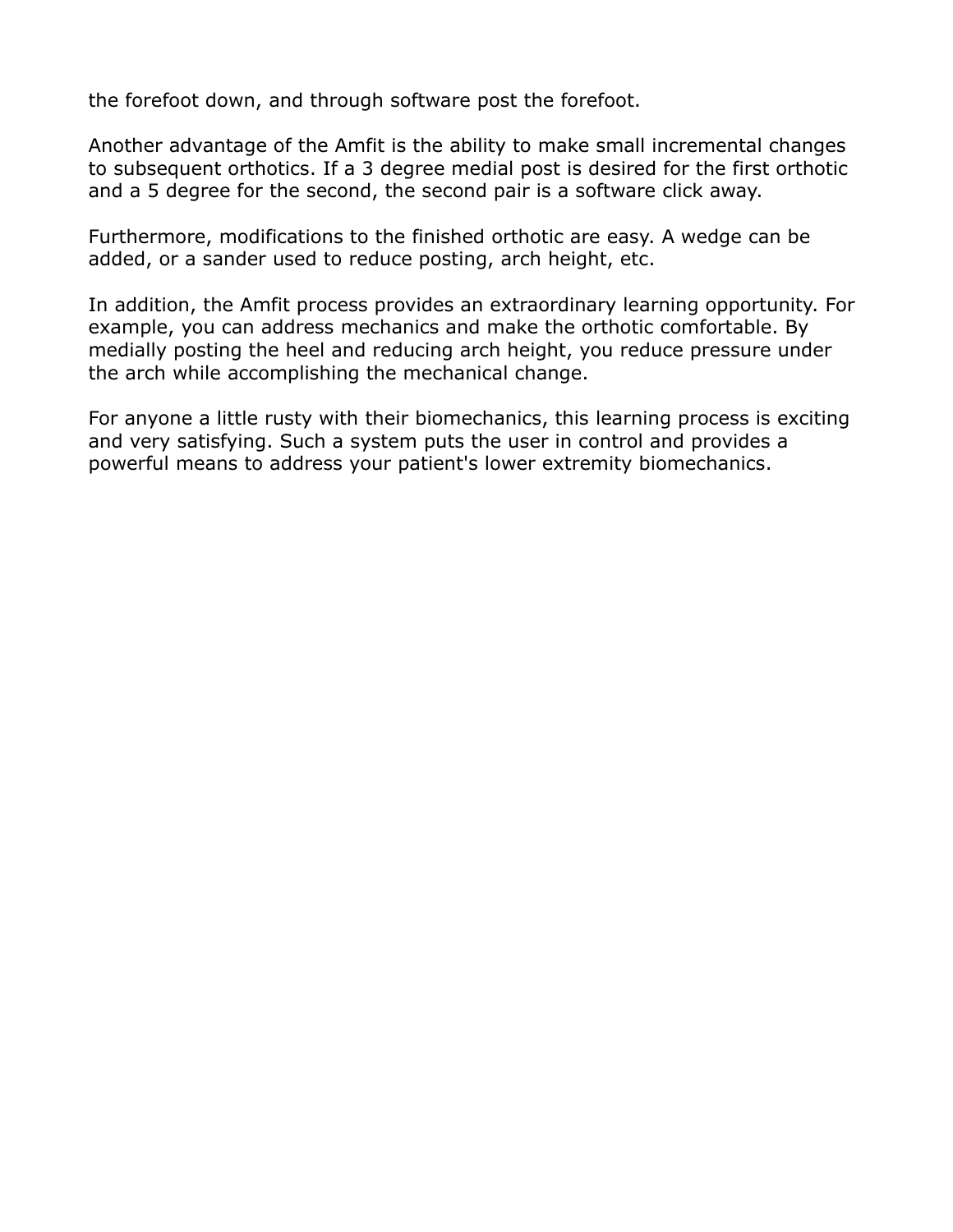the forefoot down, and through software post the forefoot.

Another advantage of the Amfit is the ability to make small incremental changes to subsequent orthotics. If a 3 degree medial post is desired for the first orthotic and a 5 degree for the second, the second pair is a software click away.

Furthermore, modifications to the finished orthotic are easy. A wedge can be added, or a sander used to reduce posting, arch height, etc.

In addition, the Amfit process provides an extraordinary learning opportunity. For example, you can address mechanics and make the orthotic comfortable. By medially posting the heel and reducing arch height, you reduce pressure under the arch while accomplishing the mechanical change.

For anyone a little rusty with their biomechanics, this learning process is exciting and very satisfying. Such a system puts the user in control and provides a powerful means to address your patient's lower extremity biomechanics.